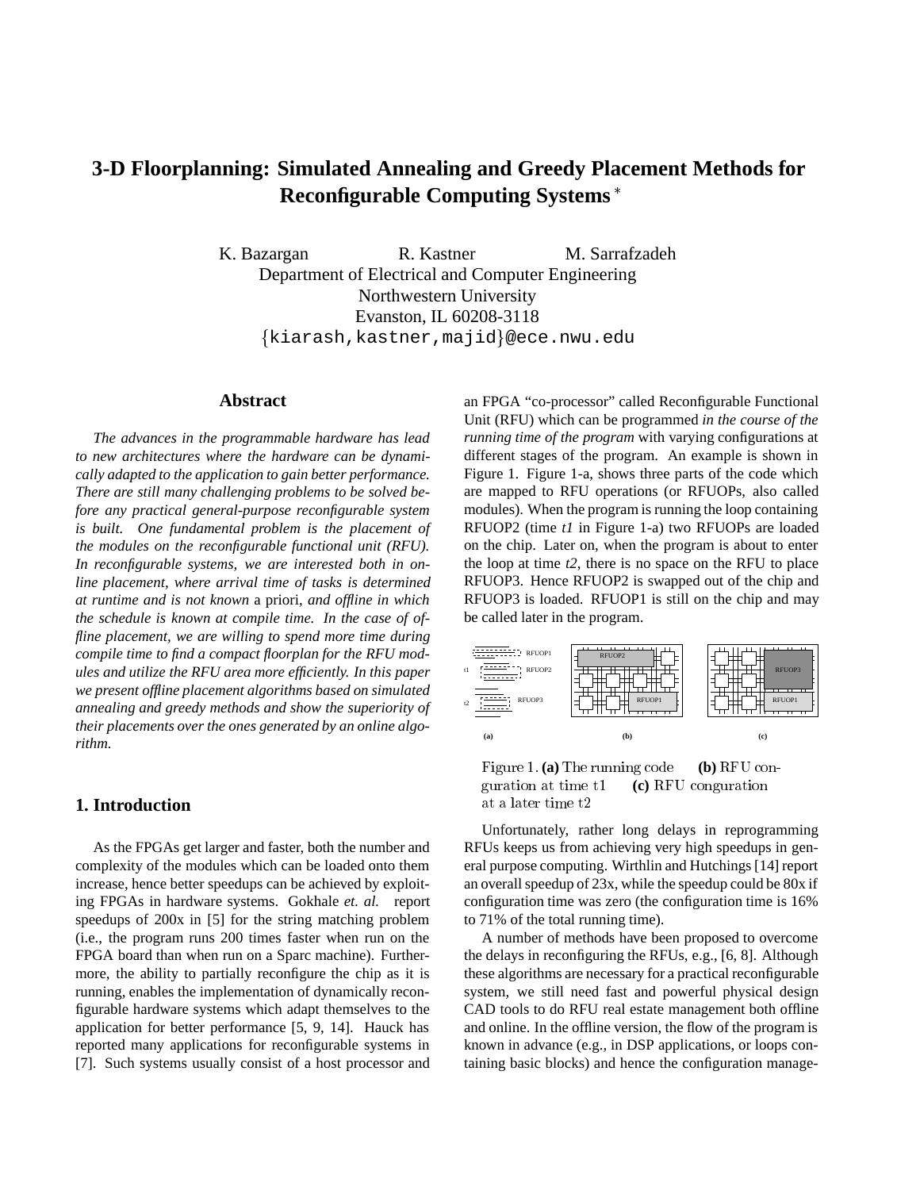# 3-D Floorplanning: Simulated Annealing and Greedy Placement Methods for Reconfigurable Computing Systems *

K. Bazargan R. Kastner M. Sarrafzadeh
Department of Electrical and Computer Engineering
Northwestern University
Evanston, IL 60208-3118
{kiarash,kastner,majid}@ece.nwu.edu

## Abstract

*The advances in the programmable hardware has lead to new architectures where the hardware can be dynamically adapted to the application to gain better performance. There are still many challenging problems to be solved before any practical general-purpose reconfigurable system is built. One fundamental problem is the placement of the modules on the reconfigurable functional unit (RFU). In reconfigurable systems, we are interested both in online placement, where arrival time of tasks is determined at runtime and is not known* a priori, *and offline in which the schedule is known at compile time. In the case of offline placement, we are willing to spend more time during compile time to find a compact floorplan for the RFU modules and utilize the RFU area more efficiently. In this paper we present offline placement algorithms based on simulated annealing and greedy methods and show the superiority of their placements over the ones generated by an online algorithm.*

## 1. Introduction

As the FPGAs get larger and faster, both the number and complexity of the modules which can be loaded onto them increase, hence better speedups can be achieved by exploiting FPGAs in hardware systems. Gokhale *et. al.* report speedups of 200x in [5] for the string matching problem (i.e., the program runs 200 times faster when run on the FPGA board than when run on a Sparc machine). Furthermore, the ability to partially reconfigure the chip as it is running, enables the implementation of dynamically reconfigurable hardware systems which adapt themselves to the application for better performance [5, 9, 14]. Hauck has reported many applications for reconfigurable systems in [7]. Such systems usually consist of a host processor and an FPGA "co-processor" called Reconfigurable Functional Unit (RFU) which can be programmed *in the course of the running time of the program* with varying configurations at different stages of the program. An example is shown in Figure 1. Figure 1-a, shows three parts of the code which are mapped to RFU operations (or RFUOPs, also called modules). When the program is running the loop containing RFUOP2 (time *t1* in Figure 1-a) two RFUOPs are loaded on the chip. Later on, when the program is about to enter the loop at time *t2*, there is no space on the RFU to place RFUOP3. Hence RFUOP2 is swapped out of the chip and RFUOP3 is loaded. RFUOP1 is still on the chip and may be called later in the program.

Figure 1. **(a)** The running code **(b)** RFU configuration at time t1 **(c)** RFU configuration at a later time t2

Unfortunately, rather long delays in reprogramming RFUs keeps us from achieving very high speedups in general purpose computing. Wirthlin and Hutchings [14] report an overall speedup of 23x, while the speedup could be 80x if configuration time was zero (the configuration time is 16% to 71% of the total running time).

A number of methods have been proposed to overcome the delays in reconfiguring the RFUs, e.g., [6, 8]. Although these algorithms are necessary for a practical reconfigurable system, we still need fast and powerful physical design CAD tools to do RFU real estate management both offline and online. In the offline version, the flow of the program is known in advance (e.g., in DSP applications, or loops containing basic blocks) and hence the configuration manage-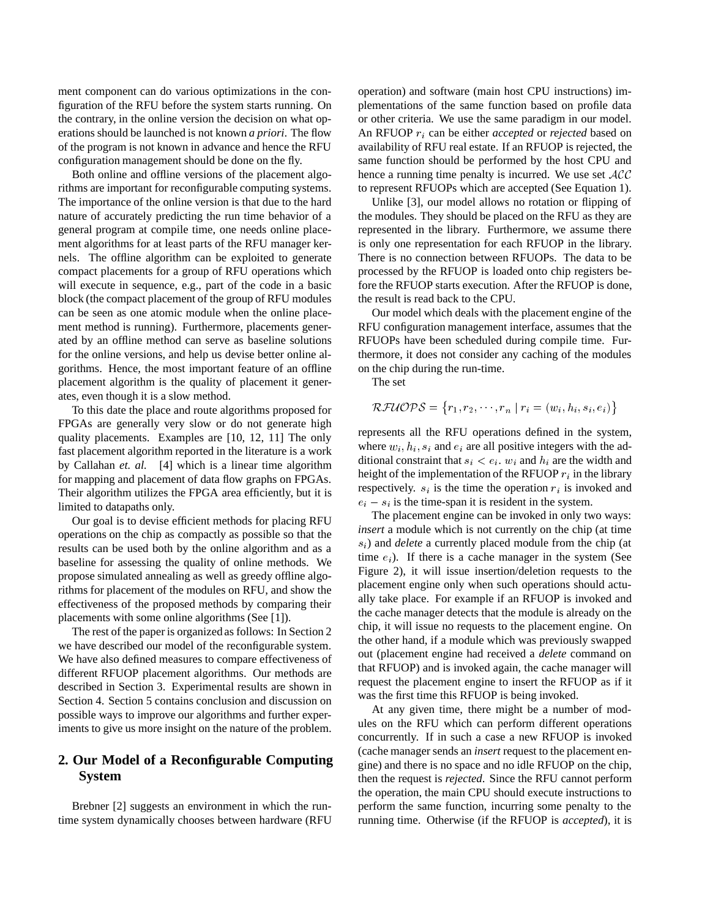ment component can do various optimizations in the configuration of the RFU before the system starts running. On the contrary, in the online version the decision on what operations should be launched is not known *a priori*. The flow of the program is not known in advance and hence the RFU configuration management should be done on the fly.

Both online and offline versions of the placement algorithms are important for reconfigurable computing systems. The importance of the online version is that due to the hard nature of accurately predicting the run time behavior of a general program at compile time, one needs online placement algorithms for at least parts of the RFU manager kernels. The offline algorithm can be exploited to generate compact placements for a group of RFU operations which will execute in sequence, e.g., part of the code in a basic block (the compact placement of the group of RFU modules can be seen as one atomic module when the online placement method is running). Furthermore, placements generated by an offline method can serve as baseline solutions for the online versions, and help us devise better online algorithms. Hence, the most important feature of an offline placement algorithm is the quality of placement it generates, even though it is a slow method.

To this date the place and route algorithms proposed for FPGAs are generally very slow or do not generate high quality placements. Examples are [10, 12, 11] The only fast placement algorithm reported in the literature is a work by Callahan *et. al.* [4] which is a linear time algorithm for mapping and placement of data flow graphs on FPGAs. Their algorithm utilizes the FPGA area efficiently, but it is limited to datapaths only.

Our goal is to devise efficient methods for placing RFU operations on the chip as compactly as possible so that the results can be used both by the online algorithm and as a baseline for assessing the quality of online methods. We propose simulated annealing as well as greedy offline algorithms for placement of the modules on RFU, and show the effectiveness of the proposed methods by comparing their placements with some online algorithms (See [1]).

The rest of the paper is organized as follows: In Section 2 we have described our model of the reconfigurable system. We have also defined measures to compare effectiveness of different RFUOP placement algorithms. Our methods are described in Section 3. Experimental results are shown in Section 4. Section 5 contains conclusion and discussion on possible ways to improve our algorithms and further experiments to give us more insight on the nature of the problem.

## 2. Our Model of a Reconfigurable Computing System

Brebner [2] suggests an environment in which the runtime system dynamically chooses between hardware (RFU operation) and software (main host CPU instructions) implementations of the same function based on profile data or other criteria. We use the same paradigm in our model. An RFUOP $r_i$ can be either *accepted* or *rejected* based on availability of RFU real estate. If an RFUOP is rejected, the same function should be performed by the host CPU and hence a running time penalty is incurred. We use set $\mathcal{ACC}$ to represent RFUOPs which are accepted (See Equation 1).

Unlike [3], our model allows no rotation or flipping of the modules. They should be placed on the RFU as they are represented in the library. Furthermore, we assume there is only one representation for each RFUOP in the library. There is no connection between RFUOPs. The data to be processed by the RFUOP is loaded onto chip registers before the RFUOP starts execution. After the RFUOP is done, the result is read back to the CPU.

Our model which deals with the placement engine of the RFU configuration management interface, assumes that the RFUOPs have been scheduled during compile time. Furthermore, it does not consider any caching of the modules on the chip during the run-time.

The set

$$\mathcal{RFUOPS} = \{r_1, r_2, \cdots, r_n \mid r_i = (w_i, h_i, s_i, e_i)\}$$

represents all the RFU operations defined in the system, where $w_i, h_i, s_i$ and $e_i$ are all positive integers with the additional constraint that $s_i < e_i$. $w_i$ and $h_i$ are the width and height of the implementation of the RFUOP $r_i$ in the library respectively. $s_i$ is the time the operation $r_i$ is invoked and $e_i - s_i$ is the time-span it is resident in the system.

The placement engine can be invoked in only two ways: *insert* a module which is not currently on the chip (at time $s_i$) and *delete* a currently placed module from the chip (at time $e_i$). If there is a cache manager in the system (See Figure 2), it will issue insertion/deletion requests to the placement engine only when such operations should actually take place. For example if an RFUOP is invoked and the cache manager detects that the module is already on the chip, it will issue no requests to the placement engine. On the other hand, if a module which was previously swapped out (placement engine had received a *delete* command on that RFUOP) and is invoked again, the cache manager will request the placement engine to insert the RFUOP as if it was the first time this RFUOP is being invoked.

At any given time, there might be a number of modules on the RFU which can perform different operations concurrently. If in such a case a new RFUOP is invoked (cache manager sends an *insert* request to the placement engine) and there is no space and no idle RFUOP on the chip, then the request is *rejected*. Since the RFU cannot perform the operation, the main CPU should execute instructions to perform the same function, incurring some penalty to the running time. Otherwise (if the RFUOP is *accepted*), it is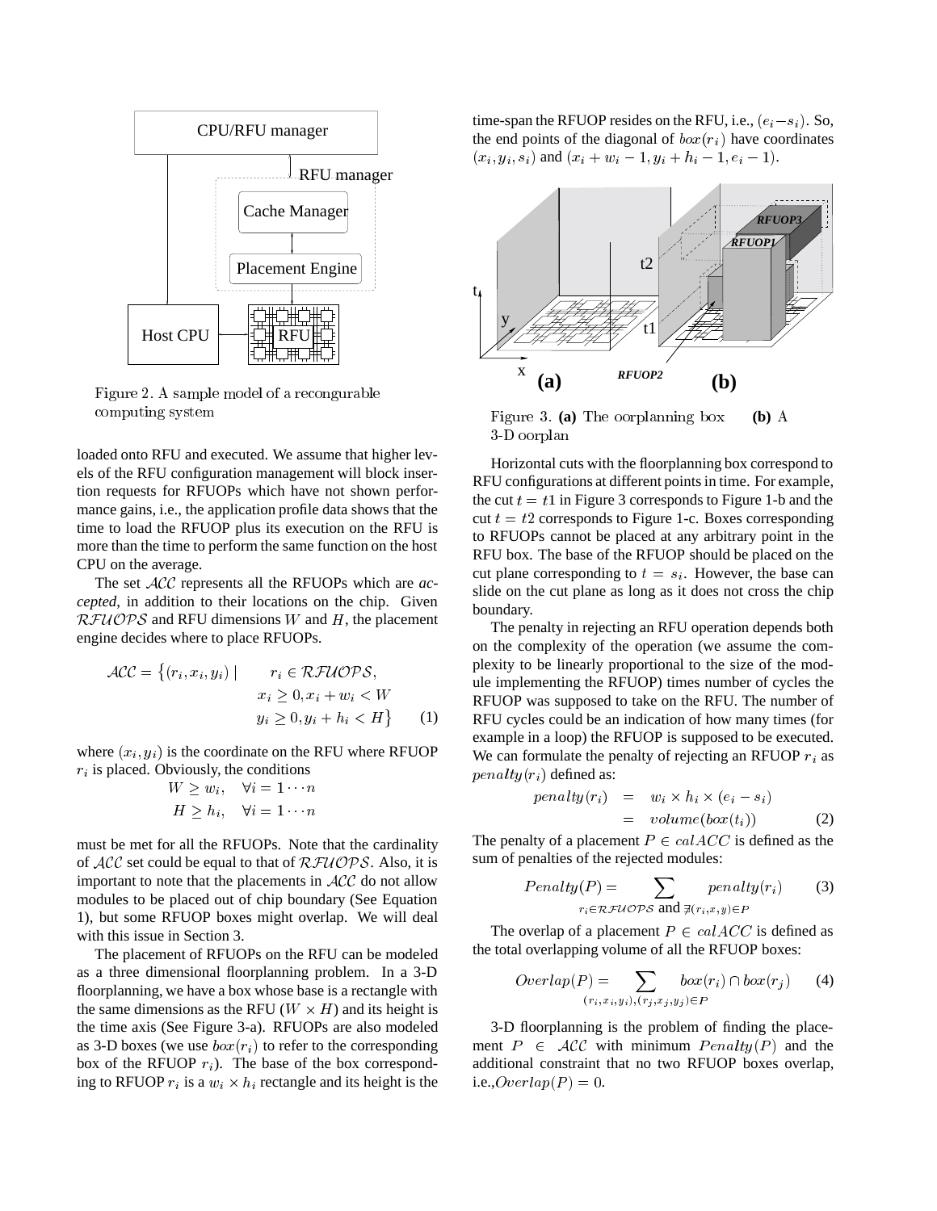Figure 2. A sample model of a reconfigurable computing system

loaded onto RFU and executed. We assume that higher levels of the RFU configuration management will block insertion requests for RFUOPs which have not shown performance gains, i.e., the application profile data shows that the time to load the RFUOP plus its execution on the RFU is more than the time to perform the same function on the host CPU on the average.

The set $\mathcal{ACC}$ represents all the RFUOPs which are *accepted*, in addition to their locations on the chip. Given $\mathcal{RFUOPS}$ and RFU dimensions $W$ and $H$, the placement engine decides where to place RFUOPs.

$$\mathcal{ACC} = \{(r_i, x_i, y_i) \mid \quad r_i \in \mathcal{RFUOPS}, \\ x_i \geq 0, x_i + w_i < W \\ y_i \geq 0, y_i + h_i < H\} \quad (1)$$

where $(x_i, y_i)$ is the coordinate on the RFU where RFUOP $r_i$ is placed. Obviously, the conditions

$$W \geq w_i, \quad \forall i = 1 \cdots n$$
$$H \geq h_i, \quad \forall i = 1 \cdots n$$

must be met for all the RFUOPs. Note that the cardinality of $\mathcal{ACC}$ set could be equal to that of $\mathcal{RFUOPS}$. Also, it is important to note that the placements in $\mathcal{ACC}$ do not allow modules to be placed out of chip boundary (See Equation 1), but some RFUOP boxes might overlap. We will deal with this issue in Section 3.

The placement of RFUOPs on the RFU can be modeled as a three dimensional floorplanning problem. In a 3-D floorplanning, we have a box whose base is a rectangle with the same dimensions as the RFU ($W \times H$) and its height is the time axis (See Figure 3-a). RFUOPs are also modeled as 3-D boxes (we use $box(r_i)$ to refer to the corresponding box of the RFUOP $r_i$). The base of the box corresponding to RFUOP $r_i$ is a $w_i \times h_i$ rectangle and its height is the time-span the RFUOP resides on the RFU, i.e., $(e_i - s_i)$. So, the end points of the diagonal of $box(r_i)$ have coordinates $(x_i, y_i, s_i)$ and $(x_i + w_i - 1, y_i + h_i - 1, e_i - 1)$.

Figure 3. **(a)** The floorplanning box **(b)** A 3-D floorplan

Horizontal cuts with the floorplanning box correspond to RFU configurations at different points in time. For example, the cut $t = t1$ in Figure 3 corresponds to Figure 1-b and the cut $t = t2$ corresponds to Figure 1-c. Boxes corresponding to RFUOPs cannot be placed at any arbitrary point in the RFU box. The base of the RFUOP should be placed on the cut plane corresponding to $t = s_i$. However, the base can slide on the cut plane as long as it does not cross the chip boundary.

The penalty in rejecting an RFU operation depends both on the complexity of the operation (we assume the complexity to be linearly proportional to the size of the module implementing the RFUOP) times number of cycles the RFUOP was supposed to take on the RFU. The number of RFU cycles could be an indication of how many times (for example in a loop) the RFUOP is supposed to be executed. We can formulate the penalty of rejecting an RFUOP $r_i$ as $penalty(r_i)$ defined as:

$$\begin{aligned} penalty(r_i) &= w_i \times h_i \times (e_i - s_i) \\ &= volume(box(t_i)) \end{aligned} \quad (2)$$

The penalty of a placement $P \in calACC$ is defined as the sum of penalties of the rejected modules:

$$Penalty(P) = \sum_{r_i \in \mathcal{RFUOPS} \text{ and } \nexists (r_i, x, y) \in P} penalty(r_i) \quad (3)$$

The overlap of a placement $P \in calACC$ is defined as the total overlapping volume of all the RFUOP boxes:

$$Overlap(P) = \sum_{(r_i, x_i, y_i), (r_j, x_j, y_j) \in P} box(r_i) \cap box(r_j) \quad (4)$$

3-D floorplanning is the problem of finding the placement $P \in \mathcal{ACC}$ with minimum $Penalty(P)$ and the additional constraint that no two RFUOP boxes overlap, i.e.,$Overlap(P) = 0$.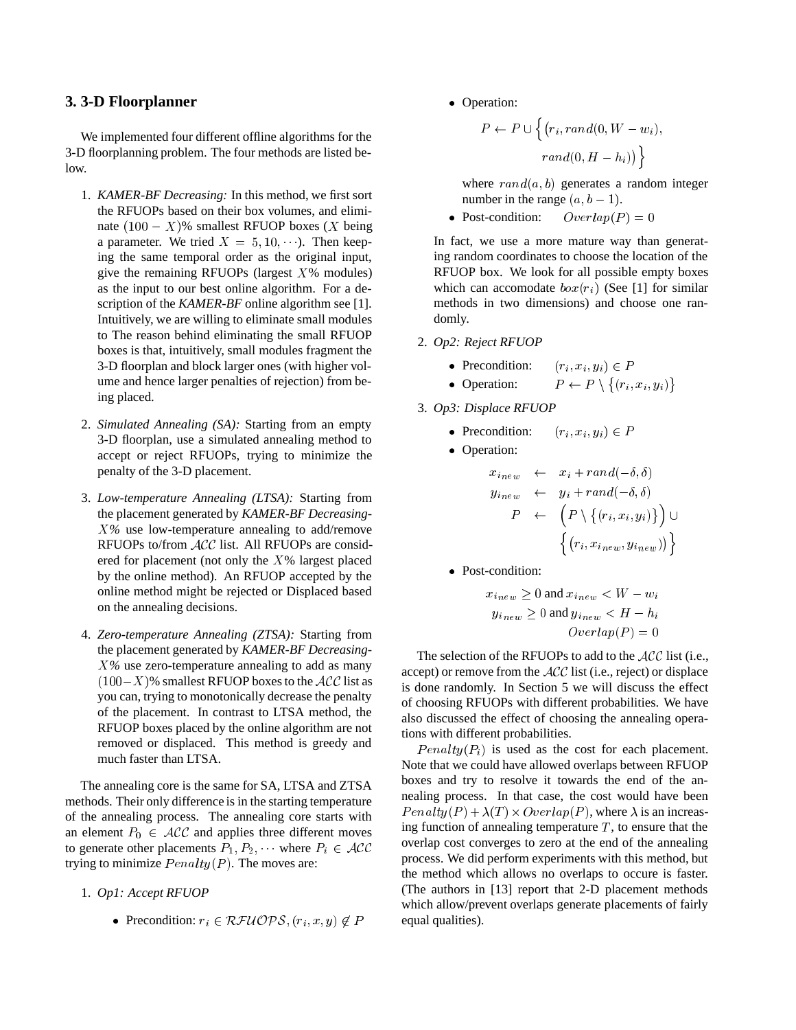## 3. 3-D Floorplanner

We implemented four different offline algorithms for the 3-D floorplanning problem. The four methods are listed below.

1. *KAMER-BF Decreasing:* In this method, we first sort the RFUOPs based on their box volumes, and eliminate $(100 - X)$% smallest RFUOP boxes ($X$ being a parameter. We tried $X = 5, 10, \cdots$). Then keeping the same temporal order as the original input, give the remaining RFUOPs (largest $X$% modules) as the input to our best online algorithm. For a description of the *KAMER-BF* online algorithm see [1]. Intuitively, we are willing to eliminate small modules to The reason behind eliminating the small RFUOP boxes is that, intuitively, small modules fragment the 3-D floorplan and block larger ones (with higher volume and hence larger penalties of rejection) from being placed.

2. *Simulated Annealing (SA):* Starting from an empty 3-D floorplan, use a simulated annealing method to accept or reject RFUOPs, trying to minimize the penalty of the 3-D placement.

3. *Low-temperature Annealing (LTSA):* Starting from the placement generated by *KAMER-BF Decreasing-$X$%* use low-temperature annealing to add/remove RFUOPs to/from $\mathcal{ACC}$ list. All RFUOPs are considered for placement (not only the $X$% largest placed by the online method). An RFUOP accepted by the online method might be rejected or Displaced based on the annealing decisions.

4. *Zero-temperature Annealing (ZTSA):* Starting from the placement generated by *KAMER-BF Decreasing-$X$%* use zero-temperature annealing to add as many $(100-X)$% smallest RFUOP boxes to the $\mathcal{ACC}$ list as you can, trying to monotonically decrease the penalty of the placement. In contrast to LTSA method, the RFUOP boxes placed by the online algorithm are not removed or displaced. This method is greedy and much faster than LTSA.

The annealing core is the same for SA, LTSA and ZTSA methods. Their only difference is in the starting temperature of the annealing process. The annealing core starts with an empty $P_0 \in \mathcal{ACC}$ and applies three different moves to generate other placements $P_1, P_2, \cdots$ where $P_i \in \mathcal{ACC}$ trying to minimize $Penalty(P)$. The moves are:

1. *Op1: Accept RFUOP*
   - Precondition: $r_i \in \mathcal{RFUOPS}, (r_i, x, y) \notin P$
   - Operation:
   $$P \leftarrow P \cup \Big\{ \big(r_i, rand(0, W - w_i), rand(0, H - h_i)\big) \Big\}$$
   where $rand(a, b)$ generates a random integer number in the range $(a, b - 1)$.
   - Post-condition: $Overlap(P) = 0$

   In fact, we use a more mature way than generating random coordinates to choose the location of the RFUOP box. We look for all possible empty boxes which can accomodate $box(r_i)$ (See [1] for similar methods in two dimensions) and choose one randomly.

2. *Op2: Reject RFUOP*
   - Precondition: $(r_i, x_i, y_i) \in P$
   - Operation: $P \leftarrow P \setminus \{(r_i, x_i, y_i)\}$

3. *Op3: Displace RFUOP*
   - Precondition: $(r_i, x_i, y_i) \in P$
   - Operation:
   $$\begin{aligned} x_{i_{new}} &\leftarrow x_i + rand(-\delta, \delta) \\ y_{i_{new}} &\leftarrow y_i + rand(-\delta, \delta) \\ P &\leftarrow \Big(P \setminus \{(r_i, x_i, y_i)\}\Big) \cup \Big\{\big(r_i, x_{i_{new}}, y_{i_{new}})\big)\Big\} \end{aligned}$$
   - Post-condition:
   $$\begin{aligned} x_{i_{new}} \geq 0 &\text{ and } x_{i_{new}} < W - w_i \\ y_{i_{new}} \geq 0 &\text{ and } y_{i_{new}} < H - h_i \\ Overlap(P) &= 0 \end{aligned}$$

The selection of the RFUOPs to add to the $\mathcal{ACC}$ list (i.e., accept) or remove from the $\mathcal{ACC}$ list (i.e., reject) or displace is done randomly. In Section 5 we will discuss the effect of choosing RFUOPs with different probabilities. We have also discussed the effect of choosing the annealing operations with different probabilities.

$Penalty(P_i)$ is used as the cost for each placement. Note that we could have allowed overlaps between RFUOP boxes and try to resolve it towards the end of the annealing process. In that case, the cost would have been $Penalty(P) + \lambda(T) \times Overlap(P)$, where $\lambda$ is an increasing function of annealing temperature $T$, to ensure that the overlap cost converges to zero at the end of the annealing process. We did perform experiments with this method, but the method which allows no overlaps to occure is faster. (The authors in [13] report that 2-D placement methods which allow/prevent overlaps generate placements of fairly equal qualities).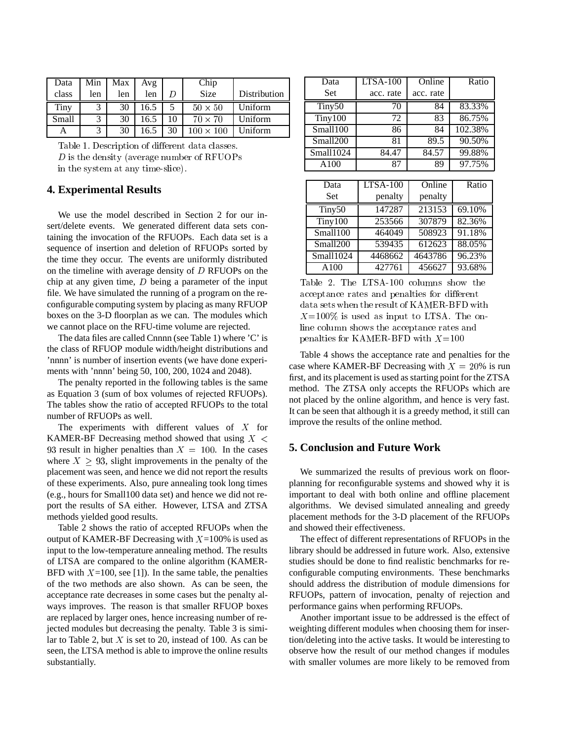| Data class | Min len | Max len | Avg len | $D$ | Chip Size | Distribution |
|---|---|---|---|---|---|---|
| Tiny | 3 | 30 | 16.5 | 5 | $50 \times 50$ | Uniform |
| Small | 3 | 30 | 16.5 | 10 | $70 \times 70$ | Uniform |
| A | 3 | 30 | 16.5 | 30 | $100 \times 100$ | Uniform |

Table 1. Description of different data classes. $D$ is the density (average number of RFUOPs in the system at any time-slice).

## 4. Experimental Results

We use the model described in Section 2 for our insert/delete events. We generated different data sets containing the invocation of the RFUOPs. Each data set is a sequence of insertion and deletion of RFUOPs sorted by the time they occur. The events are uniformly distributed on the timeline with average density of $D$ RFUOPs on the chip at any given time, $D$ being a parameter of the input file. We have simulated the running of a program on the reconfigurable computing system by placing as many RFUOP boxes on the 3-D floorplan as we can. The modules which we cannot place on the RFU-time volume are rejected.

The data files are called Cnnnn (see Table 1) where 'C' is the class of RFUOP module width/height distributions and 'nnnn' is number of insertion events (we have done experiments with 'nnnn' being 50, 100, 200, 1024 and 2048).

The penalty reported in the following tables is the same as Equation 3 (sum of box volumes of rejected RFUOPs). The tables show the ratio of accepted RFUOPs to the total number of RFUOPs as well.

The experiments with different values of $X$ for KAMER-BF Decreasing method showed that using $X < 93$ result in higher penalties than $X = 100$. In the cases where $X \geq 93$, slight improvements in the penalty of the placement was seen, and hence we did not report the results of these experiments. Also, pure annealing took long times (e.g., hours for Small100 data set) and hence we did not report the results of SA either. However, LTSA and ZTSA methods yielded good results.

Table 2 shows the ratio of accepted RFUOPs when the output of KAMER-BF Decreasing with $X$=100% is used as input to the low-temperature annealing method. The results of LTSA are compared to the online algorithm (KAMER-BFD with $X$=100, see [1]). In the same table, the penalties of the two methods are also shown. As can be seen, the acceptance rate decreases in some cases but the penalty always improves. The reason is that smaller RFUOP boxes are replaced by larger ones, hence increasing number of rejected modules but decreasing the penalty. Table 3 is similar to Table 2, but $X$ is set to 20, instead of 100. As can be seen, the LTSA method is able to improve the online results substantially.

| Data Set | LTSA-100 acc. rate | Online acc. rate | Ratio |
|---|---|---|---|
| Tiny50 | 70 | 84 | 83.33% |
| Tiny100 | 72 | 83 | 86.75% |
| Small100 | 86 | 84 | 102.38% |
| Small200 | 81 | 89.5 | 90.50% |
| Small1024 | 84.47 | 84.57 | 99.88% |
| A100 | 87 | 89 | 97.75% |

| Data Set | LTSA-100 penalty | Online penalty | Ratio |
|---|---|---|---|
| Tiny50 | 147287 | 213153 | 69.10% |
| Tiny100 | 253566 | 307879 | 82.36% |
| Small100 | 464049 | 508923 | 91.18% |
| Small200 | 539435 | 612623 | 88.05% |
| Small1024 | 4468662 | 4643786 | 96.23% |
| A100 | 427761 | 456627 | 93.68% |

Table 2. The LTSA-100 columns show the acceptance rates and penalties for different data sets when the result of KAMER-BFD with $X$=100% is used as input to LTSA. The online column shows the acceptance rates and penalties for KAMER-BFD with $X$=100

Table 4 shows the acceptance rate and penalties for the case where KAMER-BF Decreasing with $X = 20$% is run first, and its placement is used as starting point for the ZTSA method. The ZTSA only accepts the RFUOPs which are not placed by the online algorithm, and hence is very fast. It can be seen that although it is a greedy method, it still can improve the results of the online method.

## 5. Conclusion and Future Work

We summarized the results of previous work on floorplanning for reconfigurable systems and showed why it is important to deal with both online and offline placement algorithms. We devised simulated annealing and greedy placement methods for the 3-D placement of the RFUOPs and showed their effectiveness.

The effect of different representations of RFUOPs in the library should be addressed in future work. Also, extensive studies should be done to find realistic benchmarks for reconfigurable computing environments. These benchmarks should address the distribution of module dimensions for RFUOPs, pattern of invocation, penalty of rejection and performance gains when performing RFUOPs.

Another important issue to be addressed is the effect of weighting different modules when choosing them for insertion/deleting into the active tasks. It would be interesting to observe how the result of our method changes if modules with smaller volumes are more likely to be removed from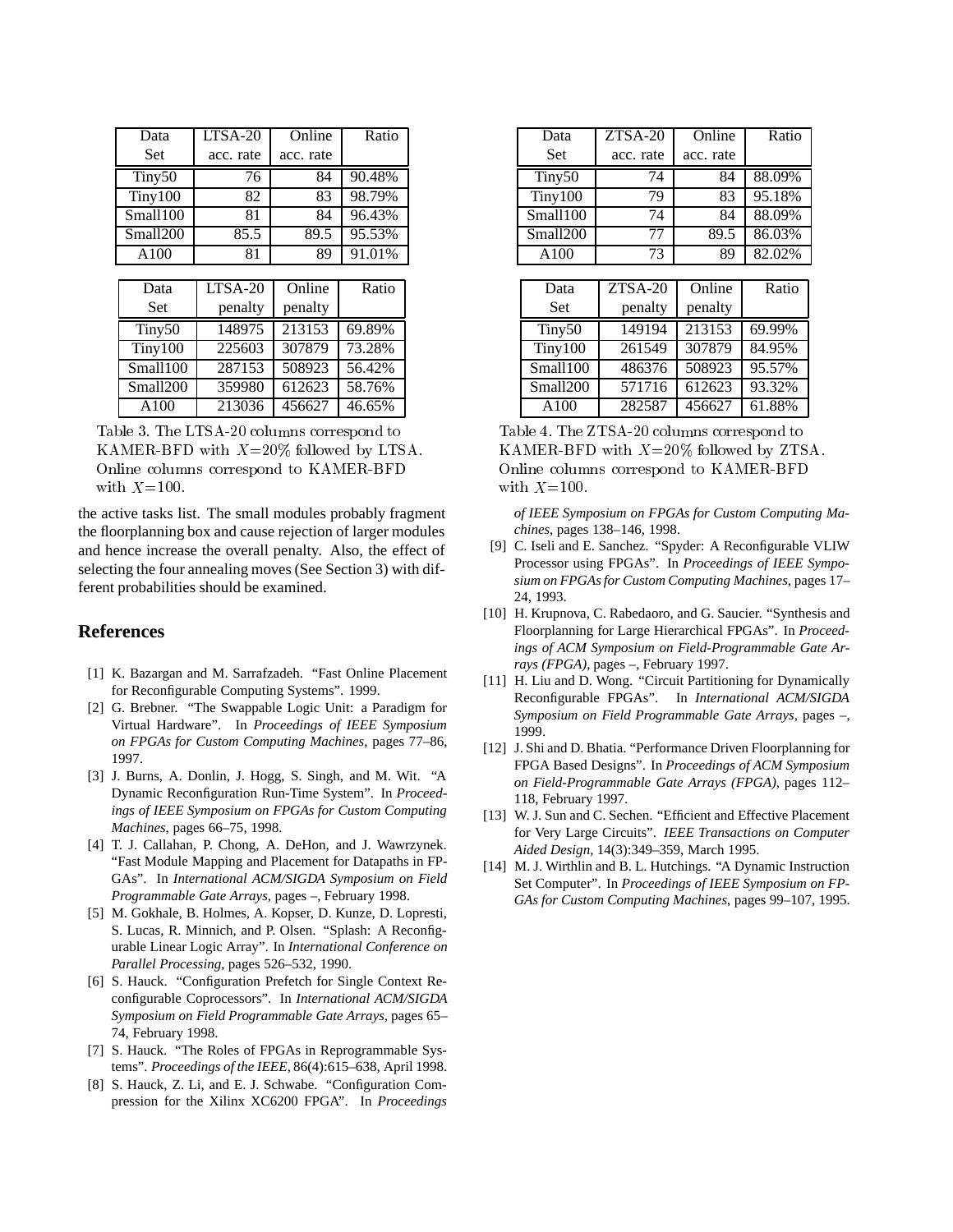| Data Set | LTSA-20 acc. rate | Online acc. rate | Ratio |
|---|---|---|---|
| Tiny50 | 76 | 84 | 90.48% |
| Tiny100 | 82 | 83 | 98.79% |
| Small100 | 81 | 84 | 96.43% |
| Small200 | 85.5 | 89.5 | 95.53% |
| A100 | 81 | 89 | 91.01% |

| Data Set | LTSA-20 penalty | Online penalty | Ratio |
|---|---|---|---|
| Tiny50 | 148975 | 213153 | 69.89% |
| Tiny100 | 225603 | 307879 | 73.28% |
| Small100 | 287153 | 508923 | 56.42% |
| Small200 | 359980 | 612623 | 58.76% |
| A100 | 213036 | 456627 | 46.65% |

Table 3. The LTSA-20 columns correspond to KAMER-BFD with $X$=20% followed by LTSA. Online columns correspond to KAMER-BFD with $X$=100.

| Data Set | ZTSA-20 acc. rate | Online acc. rate | Ratio |
|---|---|---|---|
| Tiny50 | 74 | 84 | 88.09% |
| Tiny100 | 79 | 83 | 95.18% |
| Small100 | 74 | 84 | 88.09% |
| Small200 | 77 | 89.5 | 86.03% |
| A100 | 73 | 89 | 82.02% |

| Data Set | ZTSA-20 penalty | Online penalty | Ratio |
|---|---|---|---|
| Tiny50 | 149194 | 213153 | 69.99% |
| Tiny100 | 261549 | 307879 | 84.95% |
| Small100 | 486376 | 508923 | 95.57% |
| Small200 | 571716 | 612623 | 93.32% |
| A100 | 282587 | 456627 | 61.88% |

Table 4. The ZTSA-20 columns correspond to KAMER-BFD with $X$=20% followed by ZTSA. Online columns correspond to KAMER-BFD with $X$=100.

the active tasks list. The small modules probably fragment the floorplanning box and cause rejection of larger modules and hence increase the overall penalty. Also, the effect of selecting the four annealing moves (See Section 3) with different probabilities should be examined.

## References

[1] K. Bazargan and M. Sarrafzadeh. "Fast Online Placement for Reconfigurable Computing Systems". 1999.

[2] G. Brebner. "The Swappable Logic Unit: a Paradigm for Virtual Hardware". In *Proceedings of IEEE Symposium on FPGAs for Custom Computing Machines*, pages 77–86, 1997.

[3] J. Burns, A. Donlin, J. Hogg, S. Singh, and M. Wit. "A Dynamic Reconfiguration Run-Time System". In *Proceedings of IEEE Symposium on FPGAs for Custom Computing Machines*, pages 66–75, 1998.

[4] T. J. Callahan, P. Chong, A. DeHon, and J. Wawrzynek. "Fast Module Mapping and Placement for Datapaths in FPGAs". In *International ACM/SIGDA Symposium on Field Programmable Gate Arrays*, pages –, February 1998.

[5] M. Gokhale, B. Holmes, A. Kopser, D. Kunze, D. Lopresti, S. Lucas, R. Minnich, and P. Olsen. "Splash: A Reconfigurable Linear Logic Array". In *International Conference on Parallel Processing*, pages 526–532, 1990.

[6] S. Hauck. "Configuration Prefetch for Single Context Reconfigurable Coprocessors". In *International ACM/SIGDA Symposium on Field Programmable Gate Arrays*, pages 65–74, February 1998.

[7] S. Hauck. "The Roles of FPGAs in Reprogrammable Systems". *Proceedings of the IEEE*, 86(4):615–638, April 1998.

[8] S. Hauck, Z. Li, and E. J. Schwabe. "Configuration Compression for the Xilinx XC6200 FPGA". In *Proceedings of IEEE Symposium on FPGAs for Custom Computing Machines*, pages 138–146, 1998.

[9] C. Iseli and E. Sanchez. "Spyder: A Reconfigurable VLIW Processor using FPGAs". In *Proceedings of IEEE Symposium on FPGAs for Custom Computing Machines*, pages 17–24, 1993.

[10] H. Krupnova, C. Rabedaoro, and G. Saucier. "Synthesis and Floorplanning for Large Hierarchical FPGAs". In *Proceedings of ACM Symposium on Field-Programmable Gate Arrays (FPGA)*, pages –, February 1997.

[11] H. Liu and D. Wong. "Circuit Partitioning for Dynamically Reconfigurable FPGAs". In *International ACM/SIGDA Symposium on Field Programmable Gate Arrays*, pages –, 1999.

[12] J. Shi and D. Bhatia. "Performance Driven Floorplanning for FPGA Based Designs". In *Proceedings of ACM Symposium on Field-Programmable Gate Arrays (FPGA)*, pages 112–118, February 1997.

[13] W. J. Sun and C. Sechen. "Efficient and Effective Placement for Very Large Circuits". *IEEE Transactions on Computer Aided Design*, 14(3):349–359, March 1995.

[14] M. J. Wirthlin and B. L. Hutchings. "A Dynamic Instruction Set Computer". In *Proceedings of IEEE Symposium on FPGAs for Custom Computing Machines*, pages 99–107, 1995.